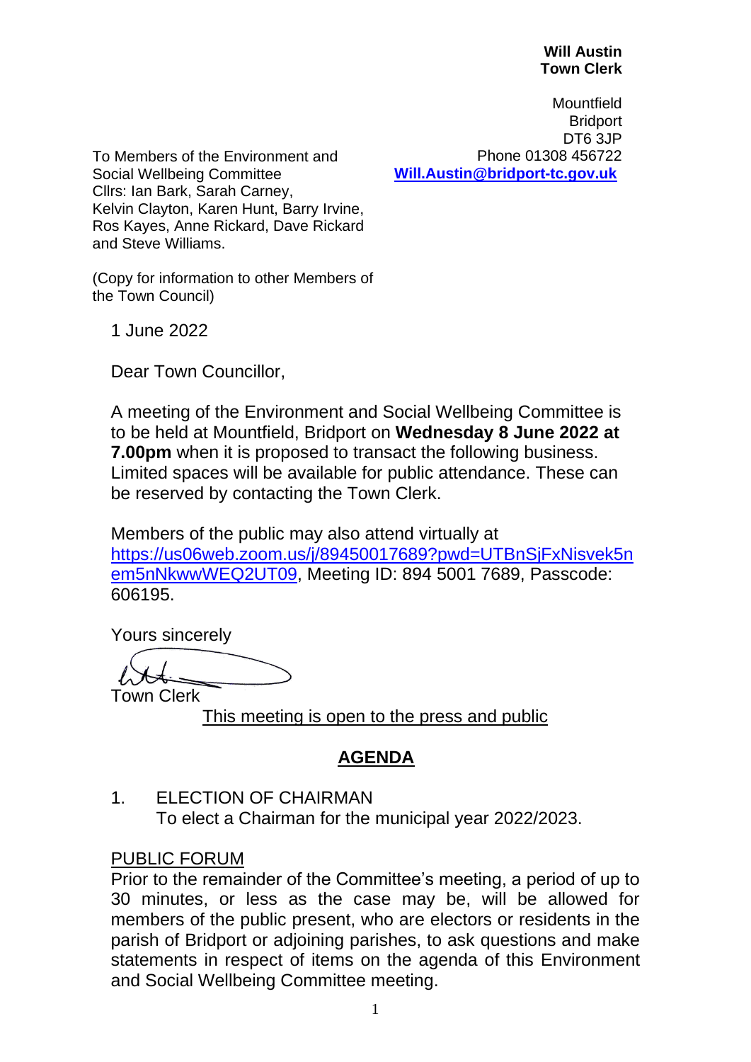**Will Austin**
**Town Clerk**

Mountfield
Bridport
DT6 3JP
Phone 01308 456722
**Will.Austin@bridport-tc.gov.uk**

To Members of the Environment and Social Wellbeing Committee
Cllrs: Ian Bark, Sarah Carney, Kelvin Clayton, Karen Hunt, Barry Irvine, Ros Kayes, Anne Rickard, Dave Rickard and Steve Williams.

(Copy for information to other Members of the Town Council)

1 June 2022

Dear Town Councillor,

A meeting of the Environment and Social Wellbeing Committee is to be held at Mountfield, Bridport on **Wednesday 8 June 2022 at 7.00pm** when it is proposed to transact the following business. Limited spaces will be available for public attendance. These can be reserved by contacting the Town Clerk.

Members of the public may also attend virtually at https://us06web.zoom.us/j/89450017689?pwd=UTBnSjFxNisvek5nem5nNkwwWEQ2UT09, Meeting ID: 894 5001 7689, Passcode: 606195.

Yours sincerely

Town Clerk

This meeting is open to the press and public

## AGENDA

1. ELECTION OF CHAIRMAN
   To elect a Chairman for the municipal year 2022/2023.

PUBLIC FORUM

Prior to the remainder of the Committee's meeting, a period of up to 30 minutes, or less as the case may be, will be allowed for members of the public present, who are electors or residents in the parish of Bridport or adjoining parishes, to ask questions and make statements in respect of items on the agenda of this Environment and Social Wellbeing Committee meeting.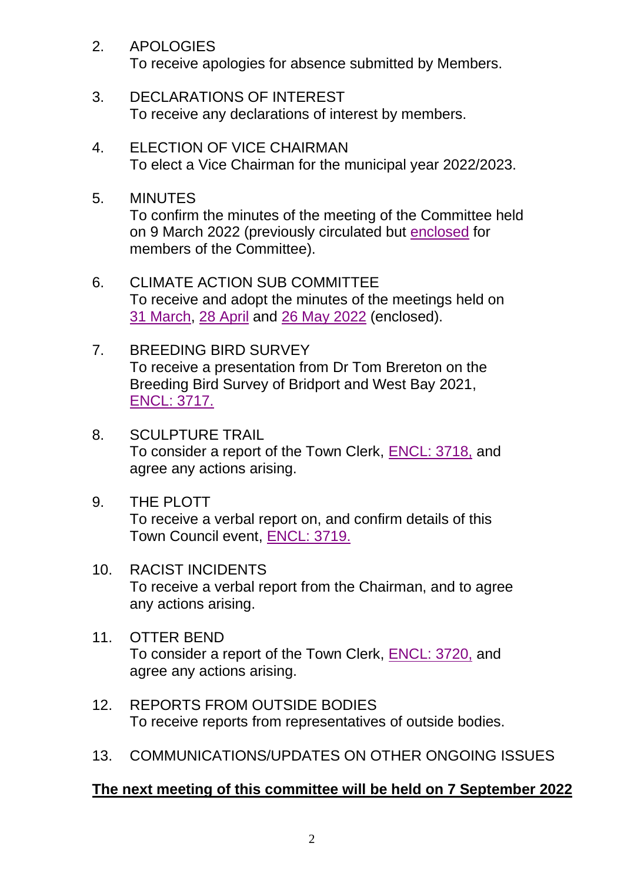2. APOLOGIES
   To receive apologies for absence submitted by Members.

3. DECLARATIONS OF INTEREST
   To receive any declarations of interest by members.

4. ELECTION OF VICE CHAIRMAN
   To elect a Vice Chairman for the municipal year 2022/2023.

5. MINUTES
   To confirm the minutes of the meeting of the Committee held on 9 March 2022 (previously circulated but enclosed for members of the Committee).

6. CLIMATE ACTION SUB COMMITTEE
   To receive and adopt the minutes of the meetings held on 31 March, 28 April and 26 May 2022 (enclosed).

7. BREEDING BIRD SURVEY
   To receive a presentation from Dr Tom Brereton on the Breeding Bird Survey of Bridport and West Bay 2021, ENCL: 3717.

8. SCULPTURE TRAIL
   To consider a report of the Town Clerk, ENCL: 3718, and agree any actions arising.

9. THE PLOTT
   To receive a verbal report on, and confirm details of this Town Council event, ENCL: 3719.

10. RACIST INCIDENTS
    To receive a verbal report from the Chairman, and to agree any actions arising.

11. OTTER BEND
    To consider a report of the Town Clerk, ENCL: 3720, and agree any actions arising.

12. REPORTS FROM OUTSIDE BODIES
    To receive reports from representatives of outside bodies.

13. COMMUNICATIONS/UPDATES ON OTHER ONGOING ISSUES

**The next meeting of this committee will be held on 7 September 2022**